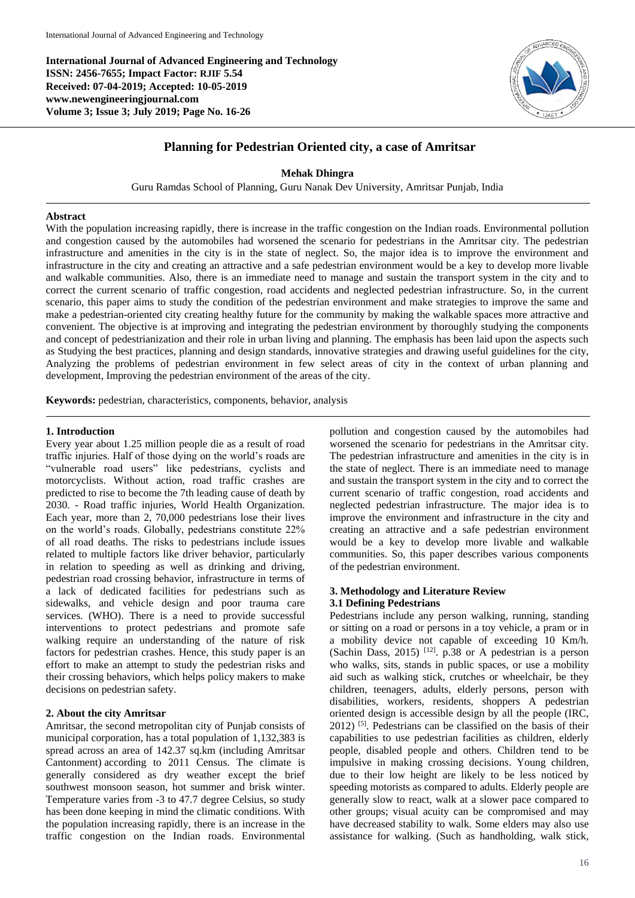**International Journal of Advanced Engineering and Technology**
**ISSN: 2456-7655; Impact Factor: RJIF 5.54**
**Received: 07-04-2019; Accepted: 10-05-2019**
**www.newengineeringjournal.com**
**Volume 3; Issue 3; July 2019; Page No. 16-26**

# Planning for Pedestrian Oriented city, a case of Amritsar

**Mehak Dhingra**

Guru Ramdas School of Planning, Guru Nanak Dev University, Amritsar Punjab, India

## Abstract

With the population increasing rapidly, there is increase in the traffic congestion on the Indian roads. Environmental pollution and congestion caused by the automobiles had worsened the scenario for pedestrians in the Amritsar city. The pedestrian infrastructure and amenities in the city is in the state of neglect. So, the major idea is to improve the environment and infrastructure in the city and creating an attractive and a safe pedestrian environment would be a key to develop more livable and walkable communities. Also, there is an immediate need to manage and sustain the transport system in the city and to correct the current scenario of traffic congestion, road accidents and neglected pedestrian infrastructure. So, in the current scenario, this paper aims to study the condition of the pedestrian environment and make strategies to improve the same and make a pedestrian-oriented city creating healthy future for the community by making the walkable spaces more attractive and convenient. The objective is at improving and integrating the pedestrian environment by thoroughly studying the components and concept of pedestrianization and their role in urban living and planning. The emphasis has been laid upon the aspects such as Studying the best practices, planning and design standards, innovative strategies and drawing useful guidelines for the city, Analyzing the problems of pedestrian environment in few select areas of city in the context of urban planning and development, Improving the pedestrian environment of the areas of the city.

**Keywords:** pedestrian, characteristics, components, behavior, analysis

## 1. Introduction

Every year about 1.25 million people die as a result of road traffic injuries. Half of those dying on the world's roads are "vulnerable road users" like pedestrians, cyclists and motorcyclists. Without action, road traffic crashes are predicted to rise to become the 7th leading cause of death by 2030. - Road traffic injuries, World Health Organization. Each year, more than 2, 70,000 pedestrians lose their lives on the world's roads. Globally, pedestrians constitute 22% of all road deaths. The risks to pedestrians include issues related to multiple factors like driver behavior, particularly in relation to speeding as well as drinking and driving, pedestrian road crossing behavior, infrastructure in terms of a lack of dedicated facilities for pedestrians such as sidewalks, and vehicle design and poor trauma care services. (WHO). There is a need to provide successful interventions to protect pedestrians and promote safe walking require an understanding of the nature of risk factors for pedestrian crashes. Hence, this study paper is an effort to make an attempt to study the pedestrian risks and their crossing behaviors, which helps policy makers to make decisions on pedestrian safety.

## 2. About the city Amritsar

Amritsar, the second metropolitan city of Punjab consists of municipal corporation, has a total population of 1,132,383 is spread across an area of 142.37 sq.km (including Amritsar Cantonment) according to 2011 Census. The climate is generally considered as dry weather except the brief southwest monsoon season, hot summer and brisk winter. Temperature varies from -3 to 47.7 degree Celsius, so study has been done keeping in mind the climatic conditions. With the population increasing rapidly, there is an increase in the traffic congestion on the Indian roads. Environmental pollution and congestion caused by the automobiles had worsened the scenario for pedestrians in the Amritsar city. The pedestrian infrastructure and amenities in the city is in the state of neglect. There is an immediate need to manage and sustain the transport system in the city and to correct the current scenario of traffic congestion, road accidents and neglected pedestrian infrastructure. The major idea is to improve the environment and infrastructure in the city and creating an attractive and a safe pedestrian environment would be a key to develop more livable and walkable communities. So, this paper describes various components of the pedestrian environment.

## 3. Methodology and Literature Review

### 3.1 Defining Pedestrians

Pedestrians include any person walking, running, standing or sitting on a road or persons in a toy vehicle, a pram or in a mobility device not capable of exceeding 10 Km/h. (Sachin Dass, 2015) [12]. p.38 or A pedestrian is a person who walks, sits, stands in public spaces, or use a mobility aid such as walking stick, crutches or wheelchair, be they children, teenagers, adults, elderly persons, person with disabilities, workers, residents, shoppers A pedestrian oriented design is accessible design by all the people (IRC, 2012) [5]. Pedestrians can be classified on the basis of their capabilities to use pedestrian facilities as children, elderly people, disabled people and others. Children tend to be impulsive in making crossing decisions. Young children, due to their low height are likely to be less noticed by speeding motorists as compared to adults. Elderly people are generally slow to react, walk at a slower pace compared to other groups; visual acuity can be compromised and may have decreased stability to walk. Some elders may also use assistance for walking. (Such as handholding, walk stick,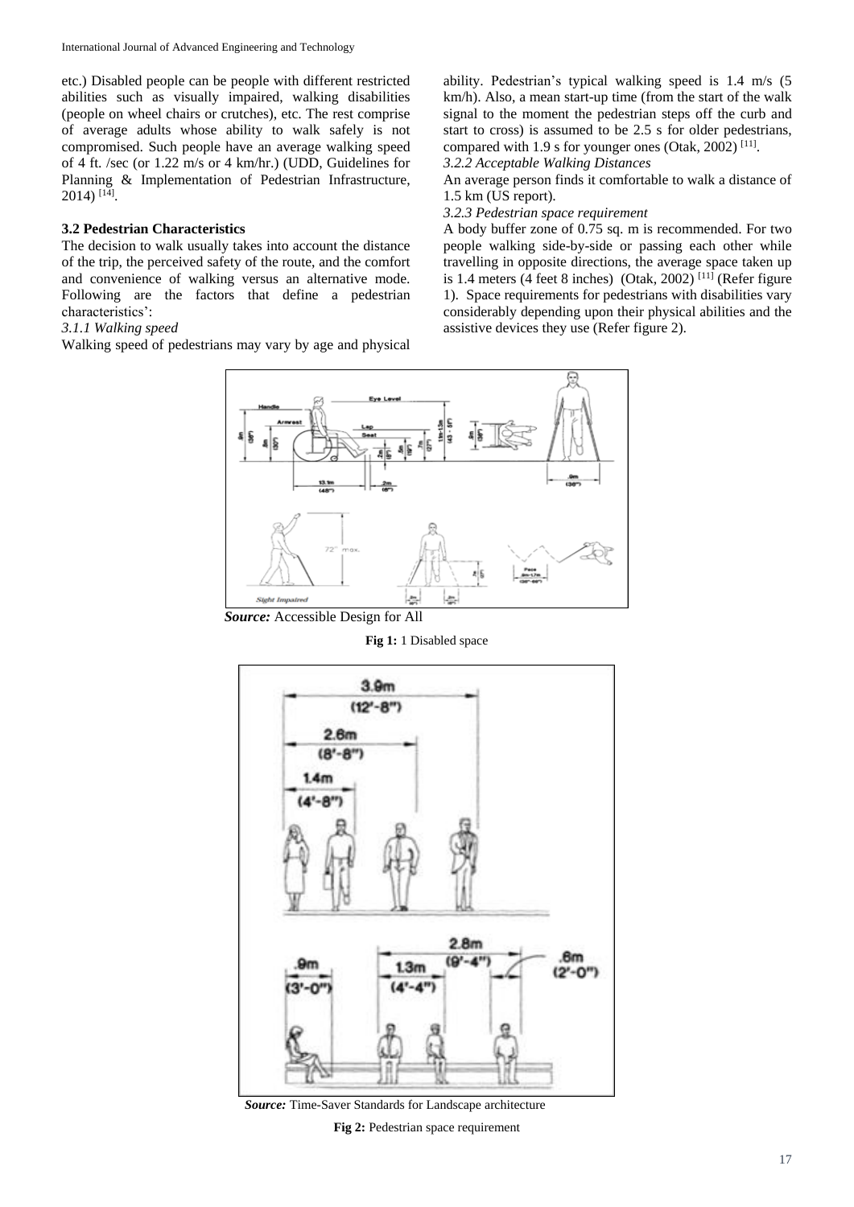etc.) Disabled people can be people with different restricted abilities such as visually impaired, walking disabilities (people on wheel chairs or crutches), etc. The rest comprise of average adults whose ability to walk safely is not compromised. Such people have an average walking speed of 4 ft. /sec (or 1.22 m/s or 4 km/hr.) (UDD, Guidelines for Planning & Implementation of Pedestrian Infrastructure, 2014) [14].

### 3.2 Pedestrian Characteristics

The decision to walk usually takes into account the distance of the trip, the perceived safety of the route, and the comfort and convenience of walking versus an alternative mode. Following are the factors that define a pedestrian characteristics':

*3.1.1 Walking speed*

Walking speed of pedestrians may vary by age and physical ability. Pedestrian's typical walking speed is 1.4 m/s (5 km/h). Also, a mean start-up time (from the start of the walk signal to the moment the pedestrian steps off the curb and start to cross) is assumed to be 2.5 s for older pedestrians, compared with 1.9 s for younger ones (Otak, 2002) [11].

*3.2.2 Acceptable Walking Distances*

An average person finds it comfortable to walk a distance of 1.5 km (US report).

*3.2.3 Pedestrian space requirement*

A body buffer zone of 0.75 sq. m is recommended. For two people walking side-by-side or passing each other while travelling in opposite directions, the average space taken up is 1.4 meters (4 feet 8 inches) (Otak, 2002) [11] (Refer figure 1). Space requirements for pedestrians with disabilities vary considerably depending upon their physical abilities and the assistive devices they use (Refer figure 2).

***Source:*** Accessible Design for All

**Fig 1:** 1 Disabled space

***Source:*** Time-Saver Standards for Landscape architecture

**Fig 2:** Pedestrian space requirement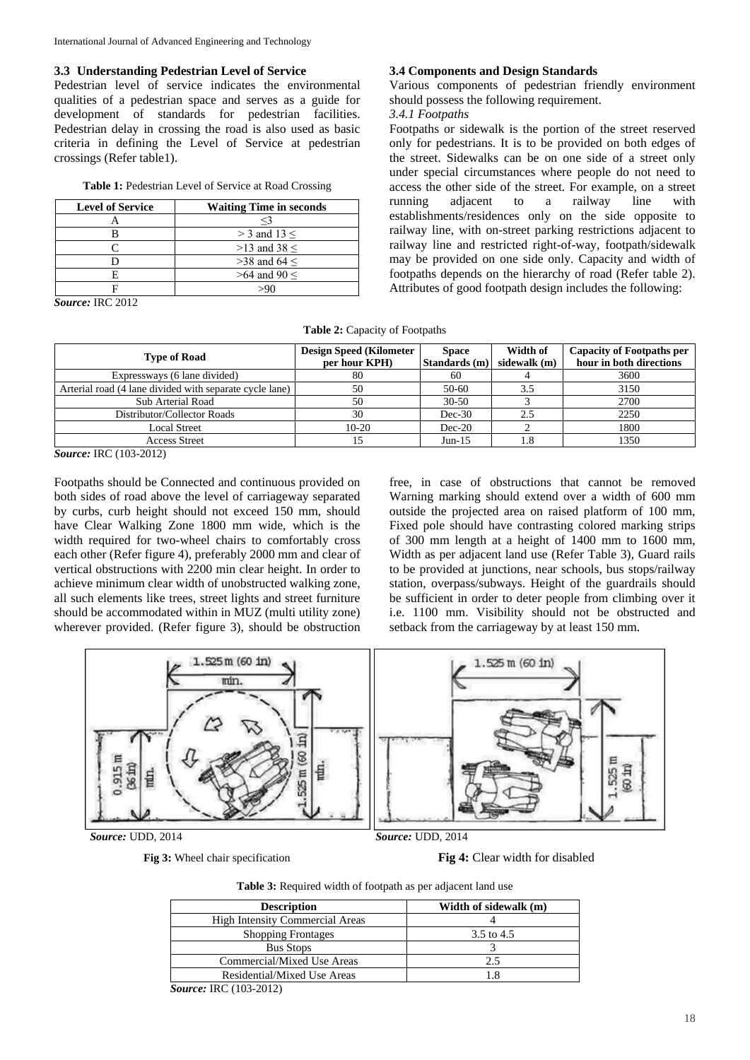### 3.3 Understanding Pedestrian Level of Service

Pedestrian level of service indicates the environmental qualities of a pedestrian space and serves as a guide for development of standards for pedestrian facilities. Pedestrian delay in crossing the road is also used as basic criteria in defining the Level of Service at pedestrian crossings (Refer table1).

**Table 1:** Pedestrian Level of Service at Road Crossing

| Level of Service | Waiting Time in seconds |
|---|---|
| A | ≤3 |
| B | > 3 and 13 ≤ |
| C | >13 and 38 ≤ |
| D | >38 and 64 ≤ |
| E | >64 and 90 ≤ |
| F | >90 |

***Source:*** IRC 2012

### 3.4 Components and Design Standards

Various components of pedestrian friendly environment should possess the following requirement.

*3.4.1 Footpaths*

Footpaths or sidewalk is the portion of the street reserved only for pedestrians. It is to be provided on both edges of the street. Sidewalks can be on one side of a street only under special circumstances where people do not need to access the other side of the street. For example, on a street running adjacent to a railway line with establishments/residences only on the side opposite to railway line, with on-street parking restrictions adjacent to railway line and restricted right-of-way, footpath/sidewalk may be provided on one side only. Capacity and width of footpaths depends on the hierarchy of road (Refer table 2). Attributes of good footpath design includes the following:

**Table 2:** Capacity of Footpaths

| Type of Road | Design Speed (Kilometer per hour KPH) | Space Standards (m) | Width of sidewalk (m) | Capacity of Footpaths per hour in both directions |
|---|---|---|---|---|
| Expressways (6 lane divided) | 80 | 60 | 4 | 3600 |
| Arterial road (4 lane divided with separate cycle lane) | 50 | 50-60 | 3.5 | 3150 |
| Sub Arterial Road | 50 | 30-50 | 3 | 2700 |
| Distributor/Collector Roads | 30 | Dec-30 | 2.5 | 2250 |
| Local Street | 10-20 | Dec-20 | 2 | 1800 |
| Access Street | 15 | Jun-15 | 1.8 | 1350 |

***Source:*** IRC (103-2012)

Footpaths should be Connected and continuous provided on both sides of road above the level of carriageway separated by curbs, curb height should not exceed 150 mm, should have Clear Walking Zone 1800 mm wide, which is the width required for two-wheel chairs to comfortably cross each other (Refer figure 4), preferably 2000 mm and clear of vertical obstructions with 2200 min clear height. In order to achieve minimum clear width of unobstructed walking zone, all such elements like trees, street lights and street furniture should be accommodated within in MUZ (multi utility zone) wherever provided. (Refer figure 3), should be obstruction free, in case of obstructions that cannot be removed Warning marking should extend over a width of 600 mm outside the projected area on raised platform of 100 mm, Fixed pole should have contrasting colored marking strips of 300 mm length at a height of 1400 mm to 1600 mm, Width as per adjacent land use (Refer Table 3), Guard rails to be provided at junctions, near schools, bus stops/railway station, overpass/subways. Height of the guardrails should be sufficient in order to deter people from climbing over it i.e. 1100 mm. Visibility should not be obstructed and setback from the carriageway by at least 150 mm.

***Source:*** UDD, 2014

**Fig 3:** Wheel chair specification

***Source:*** UDD, 2014

**Fig 4:** Clear width for disabled

**Table 3:** Required width of footpath as per adjacent land use

| Description | Width of sidewalk (m) |
|---|---|
| High Intensity Commercial Areas | 4 |
| Shopping Frontages | 3.5 to 4.5 |
| Bus Stops | 3 |
| Commercial/Mixed Use Areas | 2.5 |
| Residential/Mixed Use Areas | 1.8 |

***Source:*** IRC (103-2012)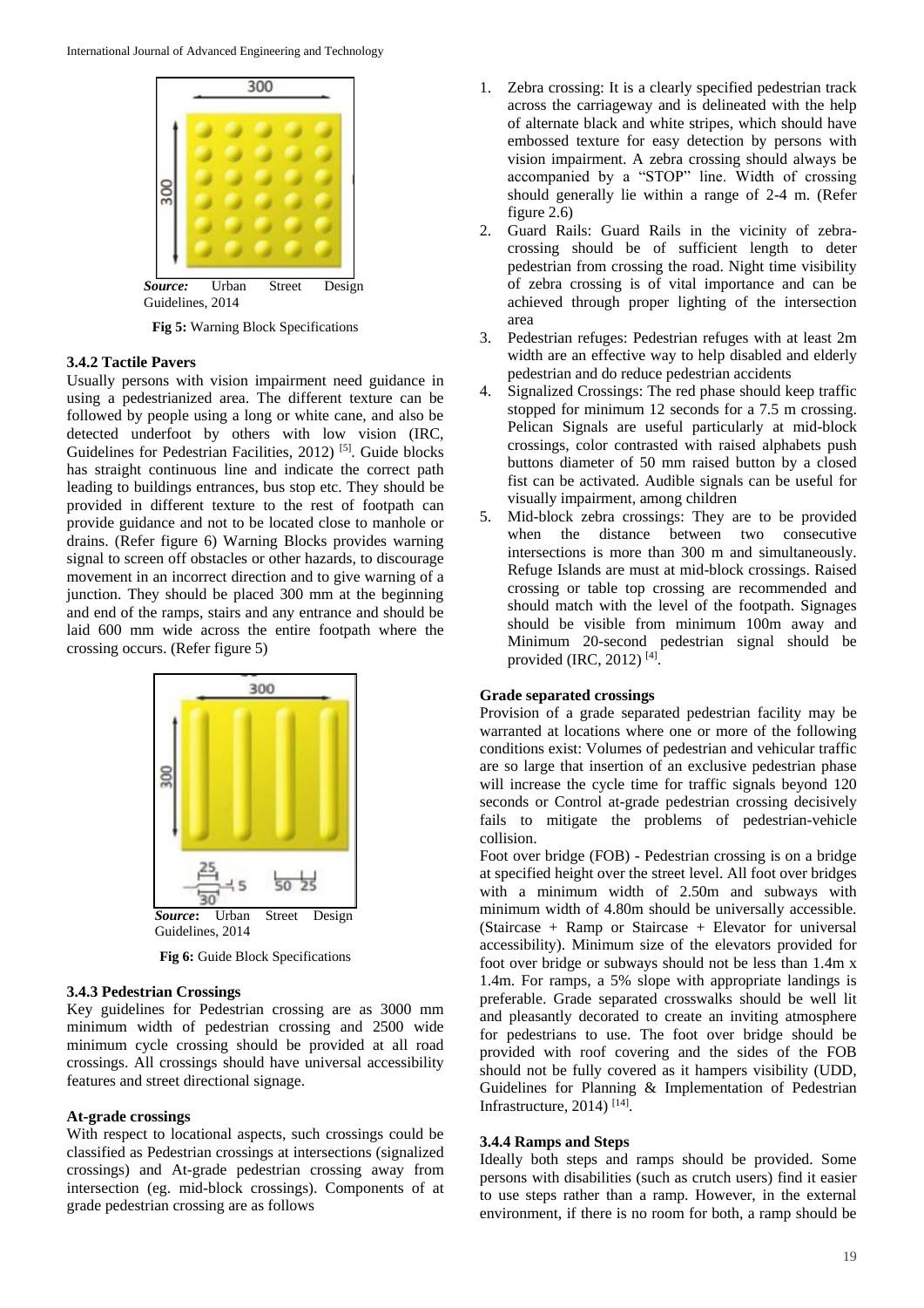*Source:* Urban Street Design Guidelines, 2014

**Fig 5:** Warning Block Specifications

### 3.4.2 Tactile Pavers

Usually persons with vision impairment need guidance in using a pedestrianized area. The different texture can be followed by people using a long or white cane, and also be detected underfoot by others with low vision (IRC, Guidelines for Pedestrian Facilities, 2012) [5]. Guide blocks has straight continuous line and indicate the correct path leading to buildings entrances, bus stop etc. They should be provided in different texture to the rest of footpath can provide guidance and not to be located close to manhole or drains. (Refer figure 6) Warning Blocks provides warning signal to screen off obstacles or other hazards, to discourage movement in an incorrect direction and to give warning of a junction. They should be placed 300 mm at the beginning and end of the ramps, stairs and any entrance and should be laid 600 mm wide across the entire footpath where the crossing occurs. (Refer figure 5)

*Source***:** Urban Street Design Guidelines, 2014

**Fig 6:** Guide Block Specifications

### 3.4.3 Pedestrian Crossings

Key guidelines for Pedestrian crossing are as 3000 mm minimum width of pedestrian crossing and 2500 wide minimum cycle crossing should be provided at all road crossings. All crossings should have universal accessibility features and street directional signage.

**At-grade crossings**

With respect to locational aspects, such crossings could be classified as Pedestrian crossings at intersections (signalized crossings) and At-grade pedestrian crossing away from intersection (eg. mid-block crossings). Components of at grade pedestrian crossing are as follows

1. Zebra crossing: It is a clearly specified pedestrian track across the carriageway and is delineated with the help of alternate black and white stripes, which should have embossed texture for easy detection by persons with vision impairment. A zebra crossing should always be accompanied by a "STOP" line. Width of crossing should generally lie within a range of 2-4 m. (Refer figure 2.6)
2. Guard Rails: Guard Rails in the vicinity of zebra-crossing should be of sufficient length to deter pedestrian from crossing the road. Night time visibility of zebra crossing is of vital importance and can be achieved through proper lighting of the intersection area
3. Pedestrian refuges: Pedestrian refuges with at least 2m width are an effective way to help disabled and elderly pedestrian and do reduce pedestrian accidents
4. Signalized Crossings: The red phase should keep traffic stopped for minimum 12 seconds for a 7.5 m crossing. Pelican Signals are useful particularly at mid-block crossings, color contrasted with raised alphabets push buttons diameter of 50 mm raised button by a closed fist can be activated. Audible signals can be useful for visually impairment, among children
5. Mid-block zebra crossings: They are to be provided when the distance between two consecutive intersections is more than 300 m and simultaneously. Refuge Islands are must at mid-block crossings. Raised crossing or table top crossing are recommended and should match with the level of the footpath. Signages should be visible from minimum 100m away and Minimum 20-second pedestrian signal should be provided (IRC, 2012) [4].

**Grade separated crossings**

Provision of a grade separated pedestrian facility may be warranted at locations where one or more of the following conditions exist: Volumes of pedestrian and vehicular traffic are so large that insertion of an exclusive pedestrian phase will increase the cycle time for traffic signals beyond 120 seconds or Control at-grade pedestrian crossing decisively fails to mitigate the problems of pedestrian-vehicle collision.

Foot over bridge (FOB) - Pedestrian crossing is on a bridge at specified height over the street level. All foot over bridges with a minimum width of 2.50m and subways with minimum width of 4.80m should be universally accessible. (Staircase + Ramp or Staircase + Elevator for universal accessibility). Minimum size of the elevators provided for foot over bridge or subways should not be less than 1.4m x 1.4m. For ramps, a 5% slope with appropriate landings is preferable. Grade separated crosswalks should be well lit and pleasantly decorated to create an inviting atmosphere for pedestrians to use. The foot over bridge should be provided with roof covering and the sides of the FOB should not be fully covered as it hampers visibility (UDD, Guidelines for Planning & Implementation of Pedestrian Infrastructure, 2014) [14].

### 3.4.4 Ramps and Steps

Ideally both steps and ramps should be provided. Some persons with disabilities (such as crutch users) find it easier to use steps rather than a ramp. However, in the external environment, if there is no room for both, a ramp should be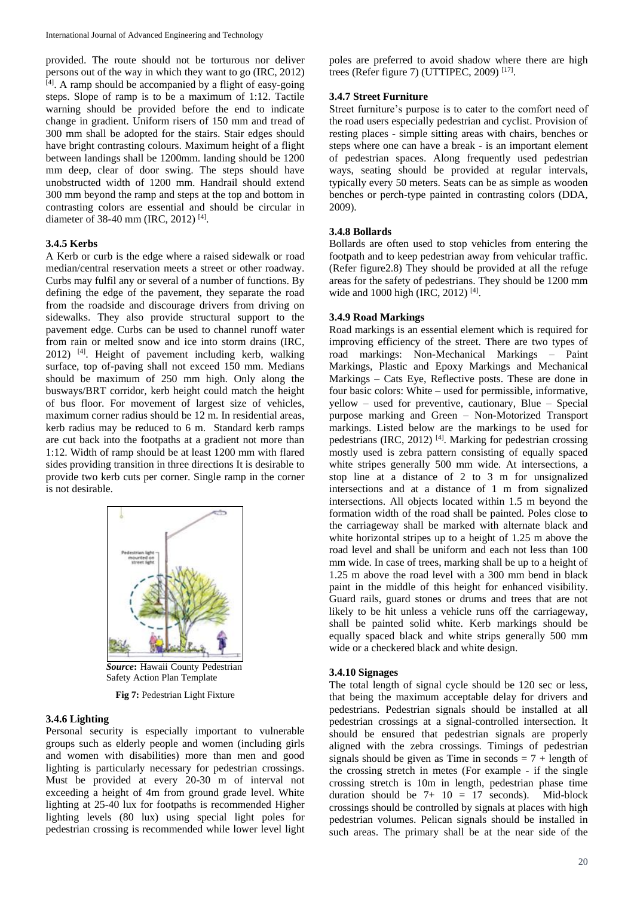provided. The route should not be torturous nor deliver persons out of the way in which they want to go (IRC, 2012) [4]. A ramp should be accompanied by a flight of easy-going steps. Slope of ramp is to be a maximum of 1:12. Tactile warning should be provided before the end to indicate change in gradient. Uniform risers of 150 mm and tread of 300 mm shall be adopted for the stairs. Stair edges should have bright contrasting colours. Maximum height of a flight between landings shall be 1200mm. landing should be 1200 mm deep, clear of door swing. The steps should have unobstructed width of 1200 mm. Handrail should extend 300 mm beyond the ramp and steps at the top and bottom in contrasting colors are essential and should be circular in diameter of 38-40 mm (IRC, 2012) [4].

### 3.4.5 Kerbs

A Kerb or curb is the edge where a raised sidewalk or road median/central reservation meets a street or other roadway. Curbs may fulfil any or several of a number of functions. By defining the edge of the pavement, they separate the road from the roadside and discourage drivers from driving on sidewalks. They also provide structural support to the pavement edge. Curbs can be used to channel runoff water from rain or melted snow and ice into storm drains (IRC, 2012) [4]. Height of pavement including kerb, walking surface, top of-paving shall not exceed 150 mm. Medians should be maximum of 250 mm high. Only along the busways/BRT corridor, kerb height could match the height of bus floor. For movement of largest size of vehicles, maximum corner radius should be 12 m. In residential areas, kerb radius may be reduced to 6 m. Standard kerb ramps are cut back into the footpaths at a gradient not more than 1:12. Width of ramp should be at least 1200 mm with flared sides providing transition in three directions It is desirable to provide two kerb cuts per corner. Single ramp in the corner is not desirable.

***Source*:** Hawaii County Pedestrian Safety Action Plan Template

**Fig 7:** Pedestrian Light Fixture

### 3.4.6 Lighting

Personal security is especially important to vulnerable groups such as elderly people and women (including girls and women with disabilities) more than men and good lighting is particularly necessary for pedestrian crossings. Must be provided at every 20-30 m of interval not exceeding a height of 4m from ground grade level. White lighting at 25-40 lux for footpaths is recommended Higher lighting levels (80 lux) using special light poles for pedestrian crossing is recommended while lower level light poles are preferred to avoid shadow where there are high trees (Refer figure 7) (UTTIPEC, 2009) [17].

### 3.4.7 Street Furniture

Street furniture's purpose is to cater to the comfort need of the road users especially pedestrian and cyclist. Provision of resting places - simple sitting areas with chairs, benches or steps where one can have a break - is an important element of pedestrian spaces. Along frequently used pedestrian ways, seating should be provided at regular intervals, typically every 50 meters. Seats can be as simple as wooden benches or perch-type painted in contrasting colors (DDA, 2009).

### 3.4.8 Bollards

Bollards are often used to stop vehicles from entering the footpath and to keep pedestrian away from vehicular traffic. (Refer figure2.8) They should be provided at all the refuge areas for the safety of pedestrians. They should be 1200 mm wide and 1000 high (IRC, 2012) [4].

### 3.4.9 Road Markings

Road markings is an essential element which is required for improving efficiency of the street. There are two types of road markings: Non-Mechanical Markings – Paint Markings, Plastic and Epoxy Markings and Mechanical Markings – Cats Eye, Reflective posts. These are done in four basic colors: White – used for permissible, informative, yellow – used for preventive, cautionary, Blue – Special purpose marking and Green – Non-Motorized Transport markings. Listed below are the markings to be used for pedestrians (IRC, 2012) [4]. Marking for pedestrian crossing mostly used is zebra pattern consisting of equally spaced white stripes generally 500 mm wide. At intersections, a stop line at a distance of 2 to 3 m for unsignalized intersections and at a distance of 1 m from signalized intersections. All objects located within 1.5 m beyond the formation width of the road shall be painted. Poles close to the carriageway shall be marked with alternate black and white horizontal stripes up to a height of 1.25 m above the road level and shall be uniform and each not less than 100 mm wide. In case of trees, marking shall be up to a height of 1.25 m above the road level with a 300 mm bend in black paint in the middle of this height for enhanced visibility. Guard rails, guard stones or drums and trees that are not likely to be hit unless a vehicle runs off the carriageway, shall be painted solid white. Kerb markings should be equally spaced black and white strips generally 500 mm wide or a checkered black and white design.

### 3.4.10 Signages

The total length of signal cycle should be 120 sec or less, that being the maximum acceptable delay for drivers and pedestrians. Pedestrian signals should be installed at all pedestrian crossings at a signal-controlled intersection. It should be ensured that pedestrian signals are properly aligned with the zebra crossings. Timings of pedestrian signals should be given as Time in seconds = 7 + length of the crossing stretch in metes (For example - if the single crossing stretch is 10m in length, pedestrian phase time duration should be 7+ 10 = 17 seconds). Mid-block crossings should be controlled by signals at places with high pedestrian volumes. Pelican signals should be installed in such areas. The primary shall be at the near side of the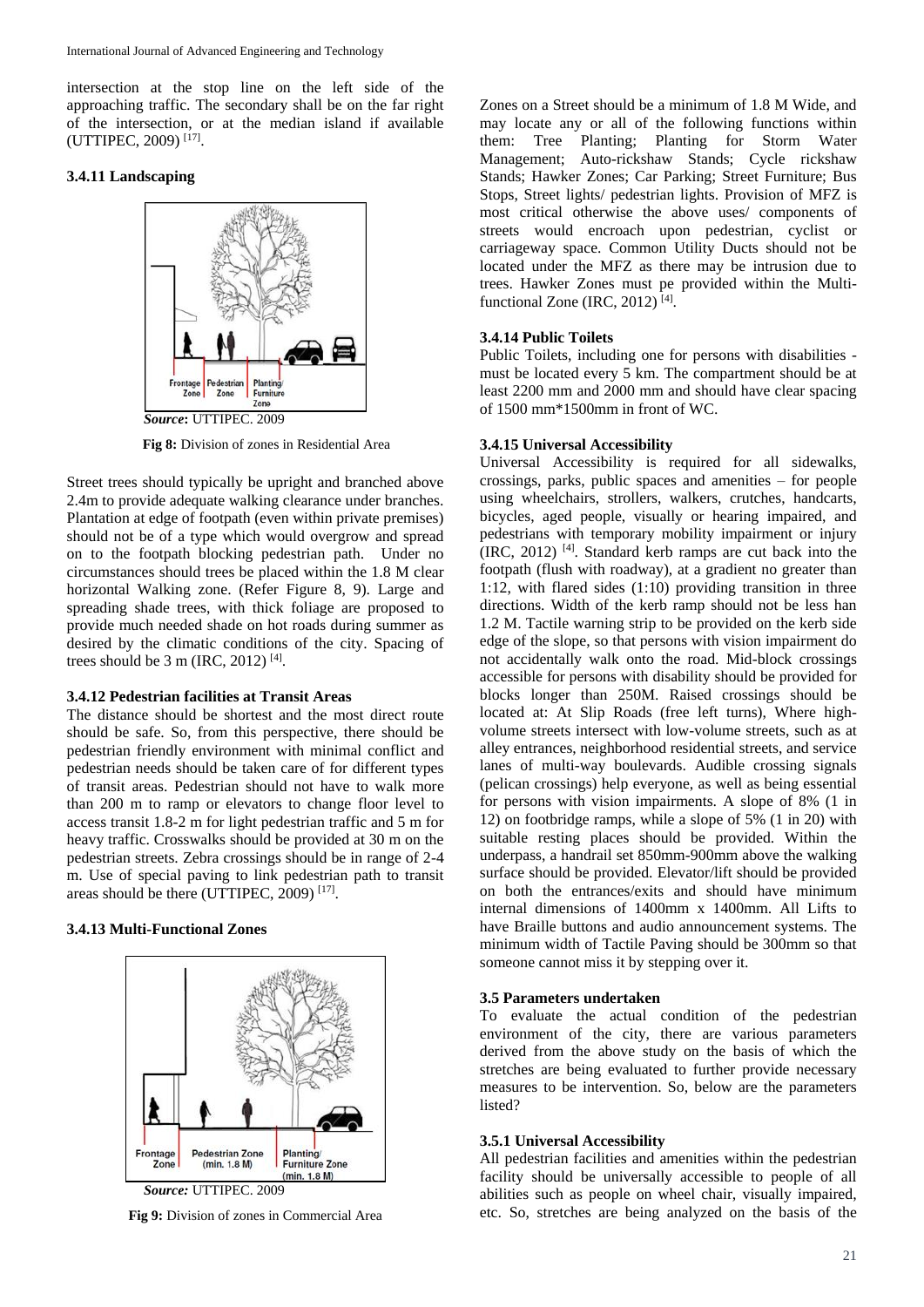intersection at the stop line on the left side of the approaching traffic. The secondary shall be on the far right of the intersection, or at the median island if available (UTTIPEC, 2009) [17].

### 3.4.11 Landscaping

*Source***:** UTTIPEC. 2009

**Fig 8:** Division of zones in Residential Area

Street trees should typically be upright and branched above 2.4m to provide adequate walking clearance under branches. Plantation at edge of footpath (even within private premises) should not be of a type which would overgrow and spread on to the footpath blocking pedestrian path. Under no circumstances should trees be placed within the 1.8 M clear horizontal Walking zone. (Refer Figure 8, 9). Large and spreading shade trees, with thick foliage are proposed to provide much needed shade on hot roads during summer as desired by the climatic conditions of the city. Spacing of trees should be 3 m (IRC, 2012) [4].

### 3.4.12 Pedestrian facilities at Transit Areas

The distance should be shortest and the most direct route should be safe. So, from this perspective, there should be pedestrian friendly environment with minimal conflict and pedestrian needs should be taken care of for different types of transit areas. Pedestrian should not have to walk more than 200 m to ramp or elevators to change floor level to access transit 1.8-2 m for light pedestrian traffic and 5 m for heavy traffic. Crosswalks should be provided at 30 m on the pedestrian streets. Zebra crossings should be in range of 2-4 m. Use of special paving to link pedestrian path to transit areas should be there (UTTIPEC, 2009) [17].

### 3.4.13 Multi-Functional Zones

*Source:* UTTIPEC. 2009

**Fig 9:** Division of zones in Commercial Area

Zones on a Street should be a minimum of 1.8 M Wide, and may locate any or all of the following functions within them: Tree Planting; Planting for Storm Water Management; Auto-rickshaw Stands; Cycle rickshaw Stands; Hawker Zones; Car Parking; Street Furniture; Bus Stops, Street lights/ pedestrian lights. Provision of MFZ is most critical otherwise the above uses/ components of streets would encroach upon pedestrian, cyclist or carriageway space. Common Utility Ducts should not be located under the MFZ as there may be intrusion due to trees. Hawker Zones must pe provided within the Multi-functional Zone (IRC, 2012) [4].

### 3.4.14 Public Toilets

Public Toilets, including one for persons with disabilities - must be located every 5 km. The compartment should be at least 2200 mm and 2000 mm and should have clear spacing of 1500 mm*1500mm in front of WC.

### 3.4.15 Universal Accessibility

Universal Accessibility is required for all sidewalks, crossings, parks, public spaces and amenities – for people using wheelchairs, strollers, walkers, crutches, handcarts, bicycles, aged people, visually or hearing impaired, and pedestrians with temporary mobility impairment or injury (IRC, 2012) [4]. Standard kerb ramps are cut back into the footpath (flush with roadway), at a gradient no greater than 1:12, with flared sides (1:10) providing transition in three directions. Width of the kerb ramp should not be less han 1.2 M. Tactile warning strip to be provided on the kerb side edge of the slope, so that persons with vision impairment do not accidentally walk onto the road. Mid-block crossings accessible for persons with disability should be provided for blocks longer than 250M. Raised crossings should be located at: At Slip Roads (free left turns), Where high-volume streets intersect with low-volume streets, such as at alley entrances, neighborhood residential streets, and service lanes of multi-way boulevards. Audible crossing signals (pelican crossings) help everyone, as well as being essential for persons with vision impairments. A slope of 8% (1 in 12) on footbridge ramps, while a slope of 5% (1 in 20) with suitable resting places should be provided. Within the underpass, a handrail set 850mm-900mm above the walking surface should be provided. Elevator/lift should be provided on both the entrances/exits and should have minimum internal dimensions of 1400mm x 1400mm. All Lifts to have Braille buttons and audio announcement systems. The minimum width of Tactile Paving should be 300mm so that someone cannot miss it by stepping over it.

### 3.5 Parameters undertaken

To evaluate the actual condition of the pedestrian environment of the city, there are various parameters derived from the above study on the basis of which the stretches are being evaluated to further provide necessary measures to be intervention. So, below are the parameters listed?

### 3.5.1 Universal Accessibility

All pedestrian facilities and amenities within the pedestrian facility should be universally accessible to people of all abilities such as people on wheel chair, visually impaired, etc. So, stretches are being analyzed on the basis of the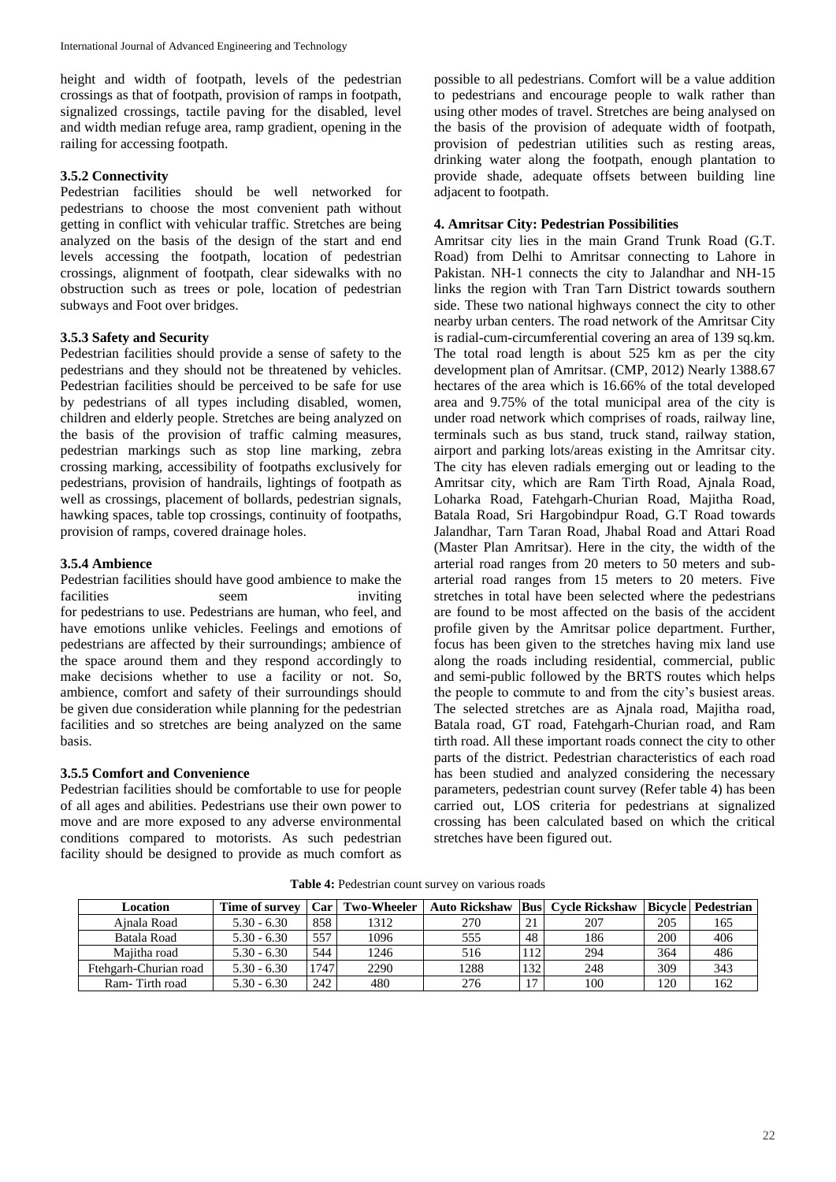height and width of footpath, levels of the pedestrian crossings as that of footpath, provision of ramps in footpath, signalized crossings, tactile paving for the disabled, level and width median refuge area, ramp gradient, opening in the railing for accessing footpath.

### 3.5.2 Connectivity

Pedestrian facilities should be well networked for pedestrians to choose the most convenient path without getting in conflict with vehicular traffic. Stretches are being analyzed on the basis of the design of the start and end levels accessing the footpath, location of pedestrian crossings, alignment of footpath, clear sidewalks with no obstruction such as trees or pole, location of pedestrian subways and Foot over bridges.

### 3.5.3 Safety and Security

Pedestrian facilities should provide a sense of safety to the pedestrians and they should not be threatened by vehicles. Pedestrian facilities should be perceived to be safe for use by pedestrians of all types including disabled, women, children and elderly people. Stretches are being analyzed on the basis of the provision of traffic calming measures, pedestrian markings such as stop line marking, zebra crossing marking, accessibility of footpaths exclusively for pedestrians, provision of handrails, lightings of footpath as well as crossings, placement of bollards, pedestrian signals, hawking spaces, table top crossings, continuity of footpaths, provision of ramps, covered drainage holes.

### 3.5.4 Ambience

Pedestrian facilities should have good ambience to make the facilities seem inviting for pedestrians to use. Pedestrians are human, who feel, and have emotions unlike vehicles. Feelings and emotions of pedestrians are affected by their surroundings; ambience of the space around them and they respond accordingly to make decisions whether to use a facility or not. So, ambience, comfort and safety of their surroundings should be given due consideration while planning for the pedestrian facilities and so stretches are being analyzed on the same basis.

### 3.5.5 Comfort and Convenience

Pedestrian facilities should be comfortable to use for people of all ages and abilities. Pedestrians use their own power to move and are more exposed to any adverse environmental conditions compared to motorists. As such pedestrian facility should be designed to provide as much comfort as possible to all pedestrians. Comfort will be a value addition to pedestrians and encourage people to walk rather than using other modes of travel. Stretches are being analysed on the basis of the provision of adequate width of footpath, provision of pedestrian utilities such as resting areas, drinking water along the footpath, enough plantation to provide shade, adequate offsets between building line adjacent to footpath.

## 4. Amritsar City: Pedestrian Possibilities

Amritsar city lies in the main Grand Trunk Road (G.T. Road) from Delhi to Amritsar connecting to Lahore in Pakistan. NH-1 connects the city to Jalandhar and NH-15 links the region with Tran Tarn District towards southern side. These two national highways connect the city to other nearby urban centers. The road network of the Amritsar City is radial-cum-circumferential covering an area of 139 sq.km. The total road length is about 525 km as per the city development plan of Amritsar. (CMP, 2012) Nearly 1388.67 hectares of the area which is 16.66% of the total developed area and 9.75% of the total municipal area of the city is under road network which comprises of roads, railway line, terminals such as bus stand, truck stand, railway station, airport and parking lots/areas existing in the Amritsar city. The city has eleven radials emerging out or leading to the Amritsar city, which are Ram Tirth Road, Ajnala Road, Loharka Road, Fatehgarh-Churian Road, Majitha Road, Batala Road, Sri Hargobindpur Road, G.T Road towards Jalandhar, Tarn Taran Road, Jhabal Road and Attari Road (Master Plan Amritsar). Here in the city, the width of the arterial road ranges from 20 meters to 50 meters and sub-arterial road ranges from 15 meters to 20 meters. Five stretches in total have been selected where the pedestrians are found to be most affected on the basis of the accident profile given by the Amritsar police department. Further, focus has been given to the stretches having mix land use along the roads including residential, commercial, public and semi-public followed by the BRTS routes which helps the people to commute to and from the city's busiest areas. The selected stretches are as Ajnala road, Majitha road, Batala road, GT road, Fatehgarh-Churian road, and Ram tirth road. All these important roads connect the city to other parts of the district. Pedestrian characteristics of each road has been studied and analyzed considering the necessary parameters, pedestrian count survey (Refer table 4) has been carried out, LOS criteria for pedestrians at signalized crossing has been calculated based on which the critical stretches have been figured out.

**Table 4:** Pedestrian count survey on various roads

| Location | Time of survey | Car | Two-Wheeler | Auto Rickshaw | Bus | Cycle Rickshaw | Bicycle | Pedestrian |
|---|---|---|---|---|---|---|---|---|
| Ajnala Road | 5.30 - 6.30 | 858 | 1312 | 270 | 21 | 207 | 205 | 165 |
| Batala Road | 5.30 - 6.30 | 557 | 1096 | 555 | 48 | 186 | 200 | 406 |
| Majitha road | 5.30 - 6.30 | 544 | 1246 | 516 | 112 | 294 | 364 | 486 |
| Ftehgarh-Churian road | 5.30 - 6.30 | 1747 | 2290 | 1288 | 132 | 248 | 309 | 343 |
| Ram- Tirth road | 5.30 - 6.30 | 242 | 480 | 276 | 17 | 100 | 120 | 162 |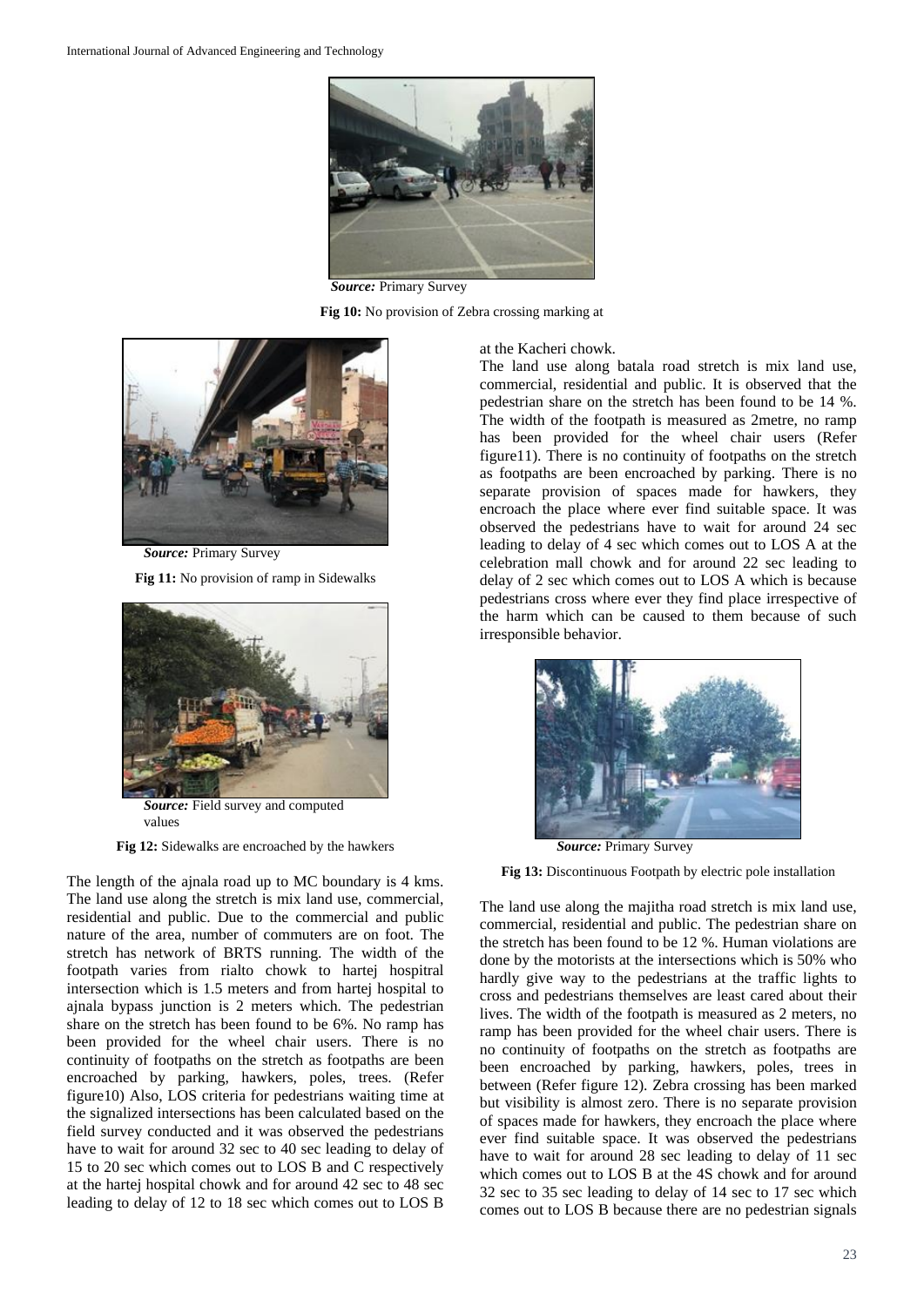*Source:* Primary Survey

**Fig 10:** No provision of Zebra crossing marking at

*Source:* Primary Survey

**Fig 11:** No provision of ramp in Sidewalks

*Source:* Field survey and computed values

**Fig 12:** Sidewalks are encroached by the hawkers

The length of the ajnala road up to MC boundary is 4 kms. The land use along the stretch is mix land use, commercial, residential and public. Due to the commercial and public nature of the area, number of commuters are on foot. The stretch has network of BRTS running. The width of the footpath varies from rialto chowk to hartej hospitral intersection which is 1.5 meters and from hartej hospital to ajnala bypass junction is 2 meters which. The pedestrian share on the stretch has been found to be 6%. No ramp has been provided for the wheel chair users. There is no continuity of footpaths on the stretch as footpaths are been encroached by parking, hawkers, poles, trees. (Refer figure10) Also, LOS criteria for pedestrians waiting time at the signalized intersections has been calculated based on the field survey conducted and it was observed the pedestrians have to wait for around 32 sec to 40 sec leading to delay of 15 to 20 sec which comes out to LOS B and C respectively at the hartej hospital chowk and for around 42 sec to 48 sec leading to delay of 12 to 18 sec which comes out to LOS B at the Kacheri chowk.

The land use along batala road stretch is mix land use, commercial, residential and public. It is observed that the pedestrian share on the stretch has been found to be 14 %. The width of the footpath is measured as 2metre, no ramp has been provided for the wheel chair users (Refer figure11). There is no continuity of footpaths on the stretch as footpaths are been encroached by parking. There is no separate provision of spaces made for hawkers, they encroach the place where ever find suitable space. It was observed the pedestrians have to wait for around 24 sec leading to delay of 4 sec which comes out to LOS A at the celebration mall chowk and for around 22 sec leading to delay of 2 sec which comes out to LOS A which is because pedestrians cross where ever they find place irrespective of the harm which can be caused to them because of such irresponsible behavior.

*Source:* Primary Survey

**Fig 13:** Discontinuous Footpath by electric pole installation

The land use along the majitha road stretch is mix land use, commercial, residential and public. The pedestrian share on the stretch has been found to be 12 %. Human violations are done by the motorists at the intersections which is 50% who hardly give way to the pedestrians at the traffic lights to cross and pedestrians themselves are least cared about their lives. The width of the footpath is measured as 2 meters, no ramp has been provided for the wheel chair users. There is no continuity of footpaths on the stretch as footpaths are been encroached by parking, hawkers, poles, trees in between (Refer figure 12). Zebra crossing has been marked but visibility is almost zero. There is no separate provision of spaces made for hawkers, they encroach the place where ever find suitable space. It was observed the pedestrians have to wait for around 28 sec leading to delay of 11 sec which comes out to LOS B at the 4S chowk and for around 32 sec to 35 sec leading to delay of 14 sec to 17 sec which comes out to LOS B because there are no pedestrian signals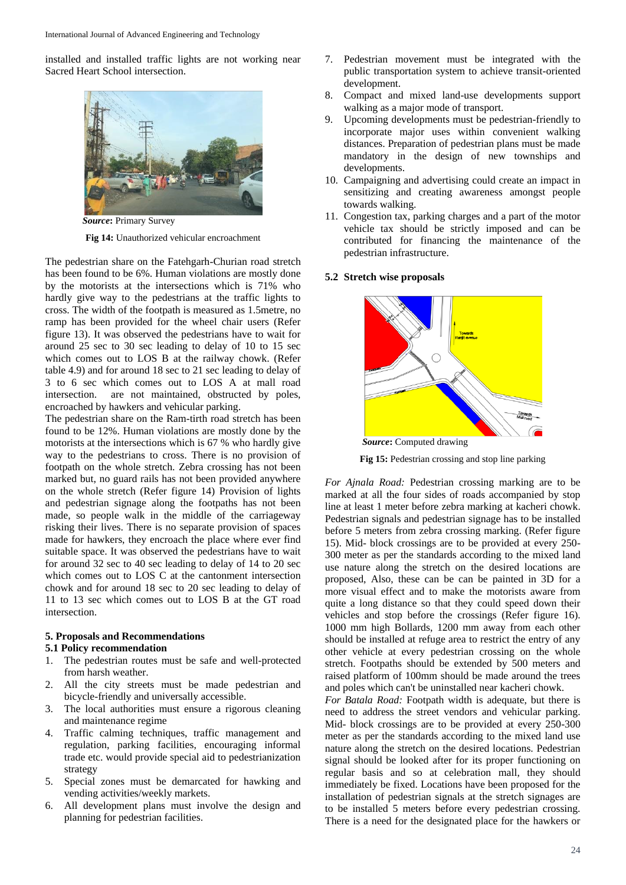installed and installed traffic lights are not working near Sacred Heart School intersection.

**Source:** Primary Survey

**Fig 14:** Unauthorized vehicular encroachment

The pedestrian share on the Fatehgarh-Churian road stretch has been found to be 6%. Human violations are mostly done by the motorists at the intersections which is 71% who hardly give way to the pedestrians at the traffic lights to cross. The width of the footpath is measured as 1.5metre, no ramp has been provided for the wheel chair users (Refer figure 13). It was observed the pedestrians have to wait for around 25 sec to 30 sec leading to delay of 10 to 15 sec which comes out to LOS B at the railway chowk. (Refer table 4.9) and for around 18 sec to 21 sec leading to delay of 3 to 6 sec which comes out to LOS A at mall road intersection. are not maintained, obstructed by poles, encroached by hawkers and vehicular parking.

The pedestrian share on the Ram-tirth road stretch has been found to be 12%. Human violations are mostly done by the motorists at the intersections which is 67 % who hardly give way to the pedestrians to cross. There is no provision of footpath on the whole stretch. Zebra crossing has not been marked but, no guard rails has not been provided anywhere on the whole stretch (Refer figure 14) Provision of lights and pedestrian signage along the footpaths has not been made, so people walk in the middle of the carriageway risking their lives. There is no separate provision of spaces made for hawkers, they encroach the place where ever find suitable space. It was observed the pedestrians have to wait for around 32 sec to 40 sec leading to delay of 14 to 20 sec which comes out to LOS C at the cantonment intersection chowk and for around 18 sec to 20 sec leading to delay of 11 to 13 sec which comes out to LOS B at the GT road intersection.

## 5. Proposals and Recommendations

### 5.1 Policy recommendation

1. The pedestrian routes must be safe and well-protected from harsh weather.
2. All the city streets must be made pedestrian and bicycle-friendly and universally accessible.
3. The local authorities must ensure a rigorous cleaning and maintenance regime
4. Traffic calming techniques, traffic management and regulation, parking facilities, encouraging informal trade etc. would provide special aid to pedestrianization strategy
5. Special zones must be demarcated for hawking and vending activities/weekly markets.
6. All development plans must involve the design and planning for pedestrian facilities.
7. Pedestrian movement must be integrated with the public transportation system to achieve transit-oriented development.
8. Compact and mixed land-use developments support walking as a major mode of transport.
9. Upcoming developments must be pedestrian-friendly to incorporate major uses within convenient walking distances. Preparation of pedestrian plans must be made mandatory in the design of new townships and developments.
10. Campaigning and advertising could create an impact in sensitizing and creating awareness amongst people towards walking.
11. Congestion tax, parking charges and a part of the motor vehicle tax should be strictly imposed and can be contributed for financing the maintenance of the pedestrian infrastructure.

### 5.2 Stretch wise proposals

**Source:** Computed drawing

**Fig 15:** Pedestrian crossing and stop line parking

*For Ajnala Road:* Pedestrian crossing marking are to be marked at all the four sides of roads accompanied by stop line at least 1 meter before zebra marking at kacheri chowk. Pedestrian signals and pedestrian signage has to be installed before 5 meters from zebra crossing marking. (Refer figure 15). Mid- block crossings are to be provided at every 250-300 meter as per the standards according to the mixed land use nature along the stretch on the desired locations are proposed, Also, these can be can be painted in 3D for a more visual effect and to make the motorists aware from quite a long distance so that they could speed down their vehicles and stop before the crossings (Refer figure 16). 1000 mm high Bollards, 1200 mm away from each other should be installed at refuge area to restrict the entry of any other vehicle at every pedestrian crossing on the whole stretch. Footpaths should be extended by 500 meters and raised platform of 100mm should be made around the trees and poles which can't be uninstalled near kacheri chowk.

*For Batala Road:* Footpath width is adequate, but there is need to address the street vendors and vehicular parking. Mid- block crossings are to be provided at every 250-300 meter as per the standards according to the mixed land use nature along the stretch on the desired locations. Pedestrian signal should be looked after for its proper functioning on regular basis and so at celebration mall, they should immediately be fixed. Locations have been proposed for the installation of pedestrian signals at the stretch signages are to be installed 5 meters before every pedestrian crossing. There is a need for the designated place for the hawkers or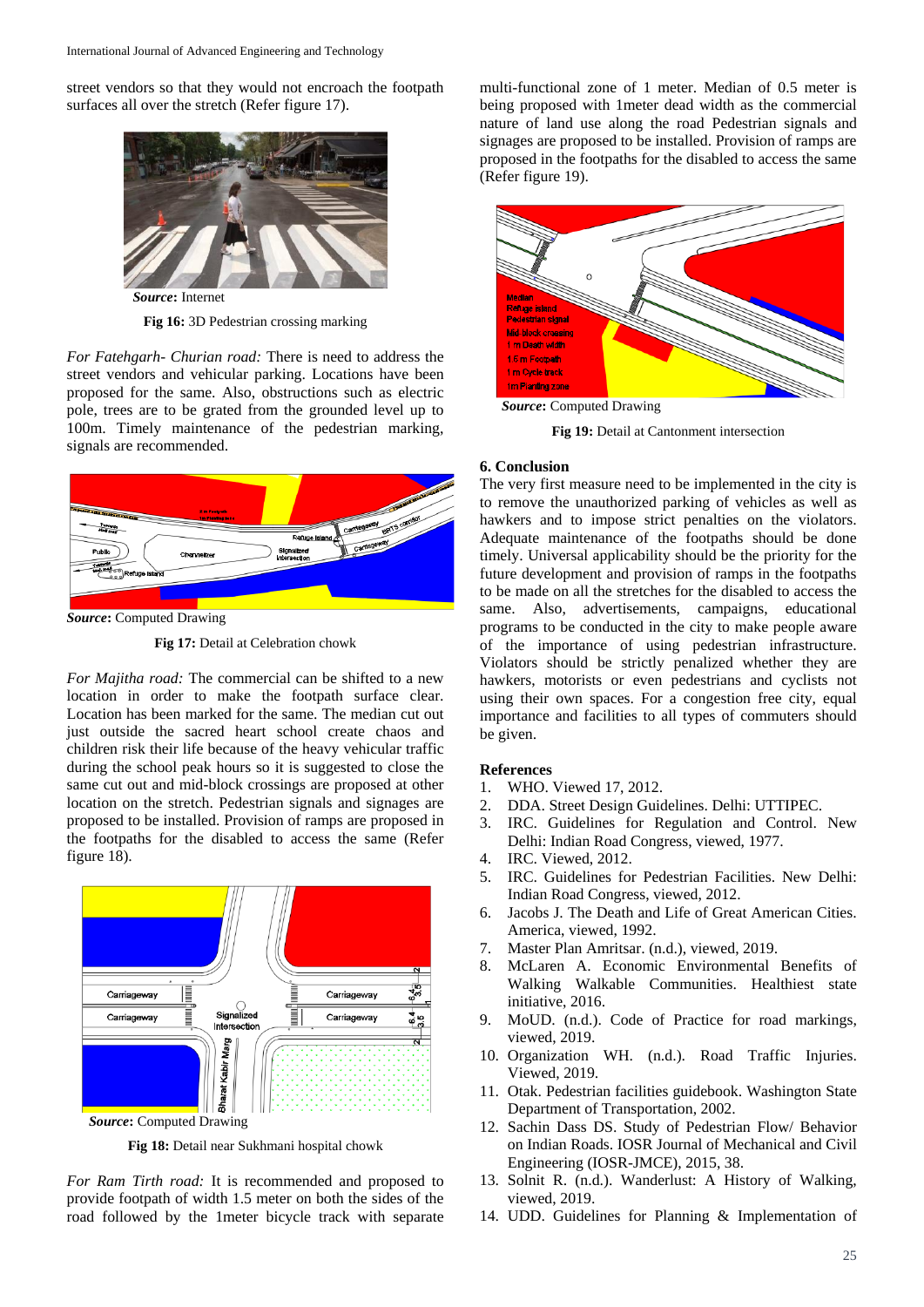street vendors so that they would not encroach the footpath surfaces all over the stretch (Refer figure 17).

***Source***: Internet

**Fig 16:** 3D Pedestrian crossing marking

*For Fatehgarh- Churian road:* There is need to address the street vendors and vehicular parking. Locations have been proposed for the same. Also, obstructions such as electric pole, trees are to be grated from the grounded level up to 100m. Timely maintenance of the pedestrian marking, signals are recommended.

***Source***: Computed Drawing

**Fig 17:** Detail at Celebration chowk

*For Majitha road:* The commercial can be shifted to a new location in order to make the footpath surface clear. Location has been marked for the same. The median cut out just outside the sacred heart school create chaos and children risk their life because of the heavy vehicular traffic during the school peak hours so it is suggested to close the same cut out and mid-block crossings are proposed at other location on the stretch. Pedestrian signals and signages are proposed to be installed. Provision of ramps are proposed in the footpaths for the disabled to access the same (Refer figure 18).

***Source***: Computed Drawing

**Fig 18:** Detail near Sukhmani hospital chowk

*For Ram Tirth road:* It is recommended and proposed to provide footpath of width 1.5 meter on both the sides of the road followed by the 1meter bicycle track with separate multi-functional zone of 1 meter. Median of 0.5 meter is being proposed with 1meter dead width as the commercial nature of land use along the road Pedestrian signals and signages are proposed to be installed. Provision of ramps are proposed in the footpaths for the disabled to access the same (Refer figure 19).

***Source***: Computed Drawing

**Fig 19:** Detail at Cantonment intersection

## 6. Conclusion

The very first measure need to be implemented in the city is to remove the unauthorized parking of vehicles as well as hawkers and to impose strict penalties on the violators. Adequate maintenance of the footpaths should be done timely. Universal applicability should be the priority for the future development and provision of ramps in the footpaths to be made on all the stretches for the disabled to access the same. Also, advertisements, campaigns, educational programs to be conducted in the city to make people aware of the importance of using pedestrian infrastructure. Violators should be strictly penalized whether they are hawkers, motorists or even pedestrians and cyclists not using their own spaces. For a congestion free city, equal importance and facilities to all types of commuters should be given.

## References

1. WHO. Viewed 17, 2012.
2. DDA. Street Design Guidelines. Delhi: UTTIPEC.
3. IRC. Guidelines for Regulation and Control. New Delhi: Indian Road Congress, viewed, 1977.
4. IRC. Viewed, 2012.
5. IRC. Guidelines for Pedestrian Facilities. New Delhi: Indian Road Congress, viewed, 2012.
6. Jacobs J. The Death and Life of Great American Cities. America, viewed, 1992.
7. Master Plan Amritsar. (n.d.), viewed, 2019.
8. McLaren A. Economic Environmental Benefits of Walking Walkable Communities. Healthiest state initiative, 2016.
9. MoUD. (n.d.). Code of Practice for road markings, viewed, 2019.
10. Organization WH. (n.d.). Road Traffic Injuries. Viewed, 2019.
11. Otak. Pedestrian facilities guidebook. Washington State Department of Transportation, 2002.
12. Sachin Dass DS. Study of Pedestrian Flow/ Behavior on Indian Roads. IOSR Journal of Mechanical and Civil Engineering (IOSR-JMCE), 2015, 38.
13. Solnit R. (n.d.). Wanderlust: A History of Walking, viewed, 2019.
14. UDD. Guidelines for Planning & Implementation of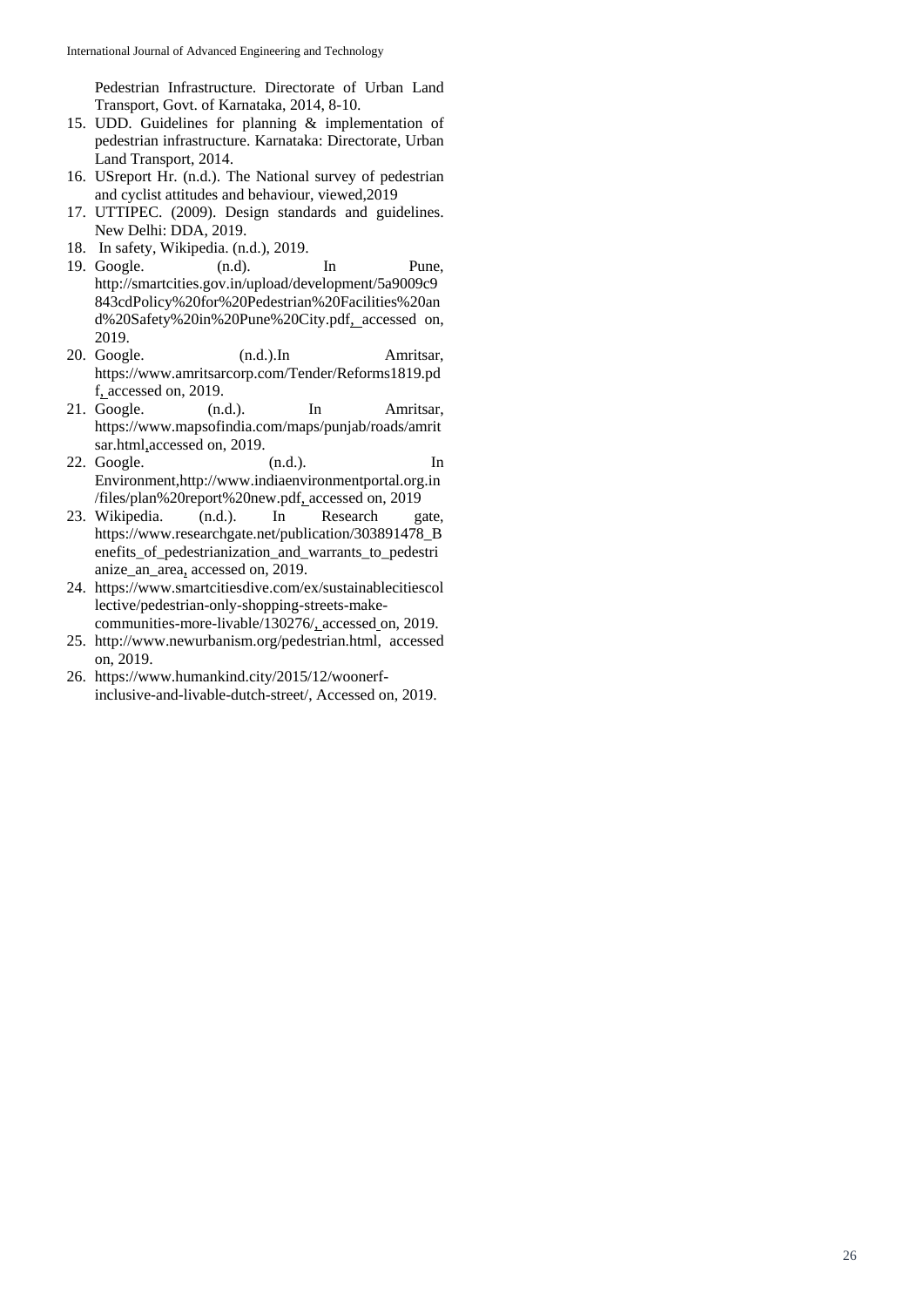Pedestrian Infrastructure. Directorate of Urban Land Transport, Govt. of Karnataka, 2014, 8-10.

15. UDD. Guidelines for planning & implementation of pedestrian infrastructure. Karnataka: Directorate, Urban Land Transport, 2014.
16. USreport Hr. (n.d.). The National survey of pedestrian and cyclist attitudes and behaviour, viewed,2019
17. UTTIPEC. (2009). Design standards and guidelines. New Delhi: DDA, 2019.
18. In safety, Wikipedia. (n.d.), 2019.
19. Google. (n.d). In Pune, http://smartcities.gov.in/upload/development/5a9009c9843cdPolicy%20for%20Pedestrian%20Facilities%20and%20Safety%20in%20Pune%20City.pdf, accessed on, 2019.
20. Google. (n.d.).In Amritsar, https://www.amritsarcorp.com/Tender/Reforms1819.pdf, accessed on, 2019.
21. Google. (n.d.). In Amritsar, https://www.mapsofindia.com/maps/punjab/roads/amritsar.html,accessed on, 2019.
22. Google. (n.d.). In Environment,http://www.indiaenvironmentportal.org.in/files/plan%20report%20new.pdf, accessed on, 2019
23. Wikipedia. (n.d.). In Research gate, https://www.researchgate.net/publication/303891478_Benefits_of_pedestrianization_and_warrants_to_pedestrianize_an_area, accessed on, 2019.
24. https://www.smartcitiesdive.com/ex/sustainablecitiescollective/pedestrian-only-shopping-streets-make-communities-more-livable/130276/, accessed on, 2019.
25. http://www.newurbanism.org/pedestrian.html, accessed on, 2019.
26. https://www.humankind.city/2015/12/woonerf-inclusive-and-livable-dutch-street/, Accessed on, 2019.